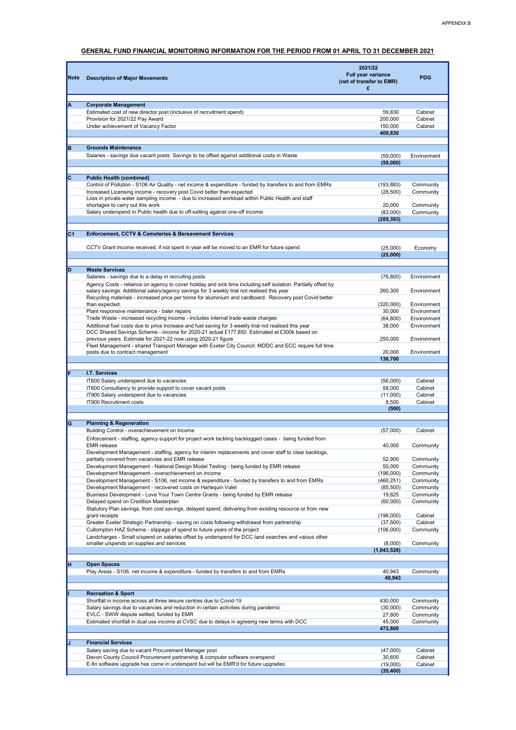APPENDIX B

## GENERAL FUND FINANCIAL MONITORING INFORMATION FOR THE PERIOD FROM 01 APRIL TO 31 DECEMBER 2021

| Note | Description of Major Movements | 2021/22 Full year variance (net of transfer to EMR) £ | PDG |
|---|---|---|---|
| A | **Corporate Management** | | |
| | Estimated cost of new director post (inclusive of recruitment spend) | 59,830 | Cabinet |
| | Provision for 2021/22 Pay Award | 200,000 | Cabinet |
| | Under achievement of Vacancy Factor | 150,000 | Cabinet |
| | | **409,830** | |
| B | **Grounds Maintenance** | | |
| | Salaries - savings due vacant posts. Savings to be offset against additional costs in Waste | (59,000) | Environment |
| | | **(59,000)** | |
| C | **Public Health (combined)** | | |
| | Control of Pollution - S106 Air Quality - net income & expenditure - funded by transfers to and from EMRs | (193,883) | Community |
| | Increased Licensing income - recovery post Covid better than expected | (28,500) | Community |
| | Loss in private water sampling income - due to increased workload within Public Health and staff shortages to carry out this work | 20,000 | Community |
| | Salary underspend in Public health due to off-setting against one-off income | (83,000) | Community |
| | | **(285,383)** | |
| C1 | **Enforcement, CCTV & Cemeteries & Bereavement Services** | | |
| | CCTV Grant income received, if not spent in year will be moved to an EMR for future spend | (25,000) | Economy |
| | | **(25,000)** | |
| D | **Waste Services** | | |
| | Salaries - savings due to a delay in recruiting posts | (76,800) | Environment |
| | Agency Costs - reliance on agency to cover holiday and sick time including self isolation. Partially offset by salary savings. Additional salary/agency savings for 3 weekly trial not realised this year | 260,300 | Environment |
| | Recycling materials - increased price per tonne for aluminium and cardboard. Recovery post Covid better than expected. | (320,000) | Environment |
| | Plant responsive maintenance - baler repairs | 30,000 | Environment |
| | Trade Waste - increased recycling income - includes internal trade waste charges | (64,800) | Environment |
| | Additional fuel costs due to price increase and fuel saving for 3 weekly trial not realised this year | 38,000 | Environment |
| | DCC Shared Savings Scheme - income for 2020-21 actual £177,850. Estimated at £300k based on previous years. Estimate for 2021-22 now using 2020-21 figure | 250,000 | Environment |
| | Fleet Management - shared Transport Manager with Exeter City Council. MDDC and ECC require full time posts due to contract management | 20,000 | Environment |
| | | **136,700** | |
| F | **I.T. Services** | | |
| | IT600 Salary underspend due to vacancies | (56,000) | Cabinet |
| | IT600 Consultancy to provide support to cover vacant posts | 58,000 | Cabinet |
| | IT900 Salary underspend due to vacancies | (11,000) | Cabinet |
| | IT900 Recruitment costs | 8,500 | Cabinet |
| | | **(500)** | |
| G | **Planning & Regeneration** | | |
| | Building Control - overachievement on income | (57,000) | Cabinet |
| | Enforcement - staffing, agency support for project work tackling backlogged cases - being funded from EMR release | 40,000 | Community |
| | Development Management - staffing, agency for interim replacements and cover staff to clear backlogs, partially covered from vacancies and EMR release | 52,900 | Community |
| | Development Management - National Design Model Testing - being funded by EMR release | 50,000 | Community |
| | Development Management - overachievement on income | (196,000) | Community |
| | Development Management - S106, net income & expenditure - funded by transfers to and from EMRs | (460,251) | Community |
| | Development Management - recovered costs on Harlequin Valet | (85,500) | Community |
| | Business Development - Love Your Town Centre Grants - being funded by EMR release | 19,825 | Community |
| | Delayed spend on Crediton Masterplan | (60,000) | Community |
| | Statutory Plan savings, from cost savings, delayed spend, delivering from existing resource or from new grant receipts | (196,000) | Cabinet |
| | Greater Exeter Strategic Partnership - saving on costs following withdrawal from partnership | (37,500) | Cabinet |
| | Cullompton HAZ Scheme - slippage of spend to future years of the project | (106,000) | Community |
| | Landcharges - Small o/spend on salaries offset by underspend for DCC land searches and vaious other smaller u/spends on supplies and services | (8,000) | Community |
| | | **(1,043,526)** | |
| H | **Open Spaces** | | |
| | Play Areas - S106, net income & expenditure - funded by transfers to and from EMRs | 40,943 | Community |
| | | **40,943** | |
| I | **Recreation & Sport** | | |
| | Shortfall in income across all three leisure centres due to Covid-19 | 430,000 | Community |
| | Salary savings due to vacancies and reduction in certain activities during pandemic | (30,000) | Community |
| | EVLC - SWW dispute settled, funded by EMR | 27,800 | Community |
| | Estimated shortfall in dual use income at CVSC due to delays in agreeing new terms with DCC | 45,000 | Community |
| | | **472,800** | |
| J | **Financial Services** | | |
| | Salary saving due to vacant Procurement Manager post | (47,000) | Cabinet |
| | Devon County Council Procurement partnership & computer software overspend | 30,600 | Cabinet |
| | E-fin software upgrade has come in underspent but will be EMR'd for future upgrades | (19,000) | Cabinet |
| | | **(35,400)** | |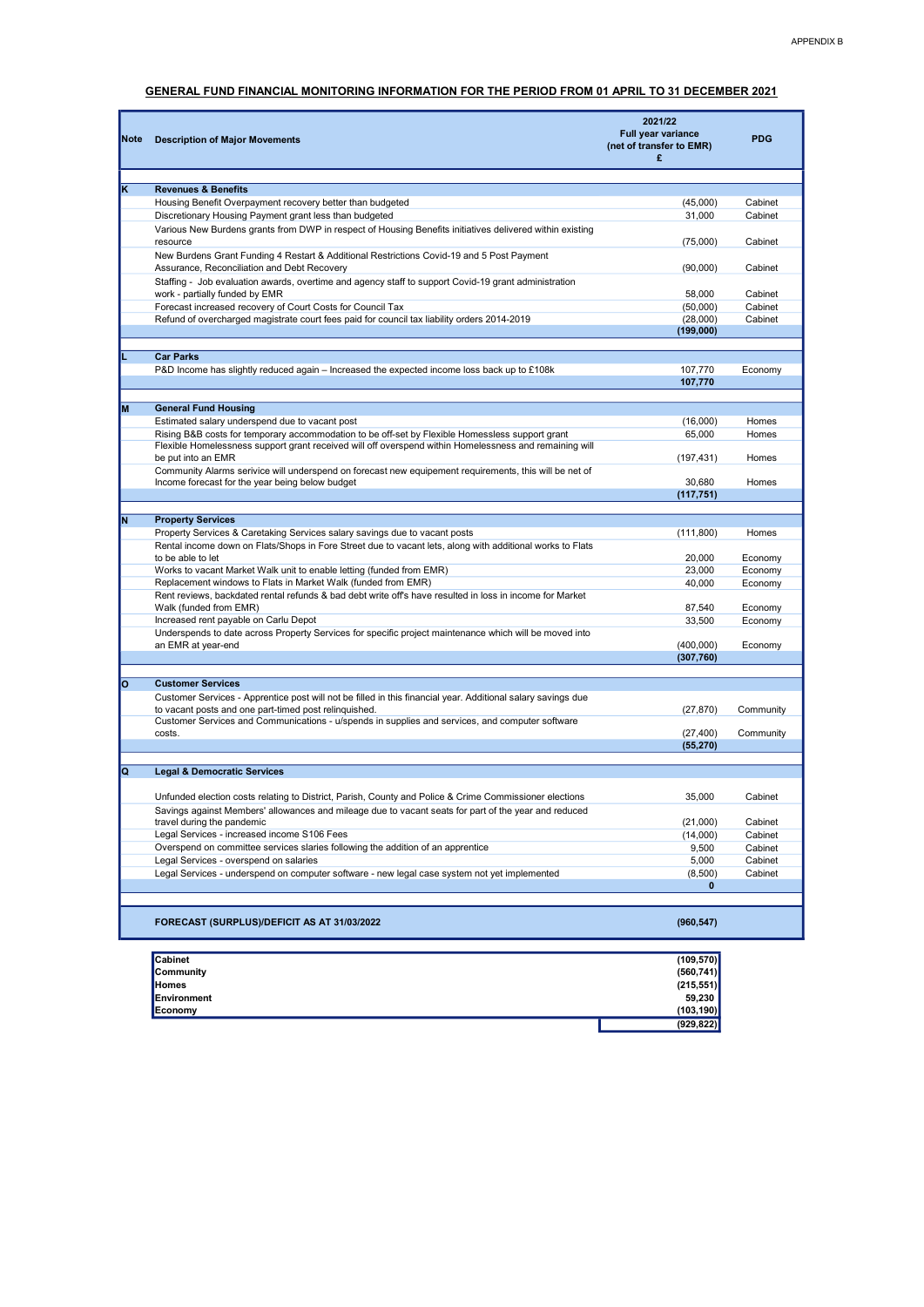APPENDIX B

## GENERAL FUND FINANCIAL MONITORING INFORMATION FOR THE PERIOD FROM 01 APRIL TO 31 DECEMBER 2021

| Note | Description of Major Movements | 2021/22 Full year variance (net of transfer to EMR) £ | PDG |
|---|---|---|---|
| K | **Revenues & Benefits** | | |
| | Housing Benefit Overpayment recovery better than budgeted | (45,000) | Cabinet |
| | Discretionary Housing Payment grant less than budgeted | 31,000 | Cabinet |
| | Various New Burdens grants from DWP in respect of Housing Benefits initiatives delivered within existing resource | (75,000) | Cabinet |
| | New Burdens Grant Funding 4 Restart & Additional Restrictions Covid-19 and 5 Post Payment Assurance, Reconciliation and Debt Recovery | (90,000) | Cabinet |
| | Staffing - Job evaluation awards, overtime and agency staff to support Covid-19 grant administration work - partially funded by EMR | 58,000 | Cabinet |
| | Forecast increased recovery of Court Costs for Council Tax | (50,000) | Cabinet |
| | Refund of overcharged magistrate court fees paid for council tax liability orders 2014-2019 | (28,000) | Cabinet |
| | | **(199,000)** | |
| L | **Car Parks** | | |
| | P&D Income has slightly reduced again – Increased the expected income loss back up to £108k | 107,770 | Economy |
| | | **107,770** | |
| M | **General Fund Housing** | | |
| | Estimated salary underspend due to vacant post | (16,000) | Homes |
| | Rising B&B costs for temporary accommodation to be off-set by Flexible Homessless support grant | 65,000 | Homes |
| | Flexible Homelessness support grant received will off overspend within Homelessness and remaining will be put into an EMR | (197,431) | Homes |
| | Community Alarms serivice will underspend on forecast new equipement requirements, this will be net of Income forecast for the year being below budget | 30,680 | Homes |
| | | **(117,751)** | |
| N | **Property Services** | | |
| | Property Services & Caretaking Services salary savings due to vacant posts | (111,800) | Homes |
| | Rental income down on Flats/Shops in Fore Street due to vacant lets, along with additional works to Flats to be able to let | 20,000 | Economy |
| | Works to vacant Market Walk unit to enable letting (funded from EMR) | 23,000 | Economy |
| | Replacement windows to Flats in Market Walk (funded from EMR) | 40,000 | Economy |
| | Rent reviews, backdated rental refunds & bad debt write off's have resulted in loss in income for Market Walk (funded from EMR) | 87,540 | Economy |
| | Increased rent payable on Carlu Depot | 33,500 | Economy |
| | Underspends to date across Property Services for specific project maintenance which will be moved into an EMR at year-end | (400,000) | Economy |
| | | **(307,760)** | |
| O | **Customer Services** | | |
| | Customer Services - Apprentice post will not be filled in this financial year. Additional salary savings due to vacant posts and one part-timed post relinquished. | (27,870) | Community |
| | Customer Services and Communications - u/spends in supplies and services, and computer software costs. | (27,400) | Community |
| | | **(55,270)** | |
| Q | **Legal & Democratic Services** | | |
| | Unfunded election costs relating to District, Parish, County and Police & Crime Commissioner elections | 35,000 | Cabinet |
| | Savings against Members' allowances and mileage due to vacant seats for part of the year and reduced travel during the pandemic | (21,000) | Cabinet |
| | Legal Services - increased income S106 Fees | (14,000) | Cabinet |
| | Overspend on committee services slaries following the addition of an apprentice | 9,500 | Cabinet |
| | Legal Services - overspend on salaries | 5,000 | Cabinet |
| | Legal Services - underspend on computer software - new legal case system not yet implemented | (8,500) | Cabinet |
| | | **0** | |
| | **FORECAST (SURPLUS)/DEFICIT AS AT 31/03/2022** | **(960,547)** | |

| | |
|---|---|
| **Cabinet** | **(109,570)** |
| **Community** | **(560,741)** |
| **Homes** | **(215,551)** |
| **Environment** | **59,230** |
| **Economy** | **(103,190)** |
| | **(929,822)** |